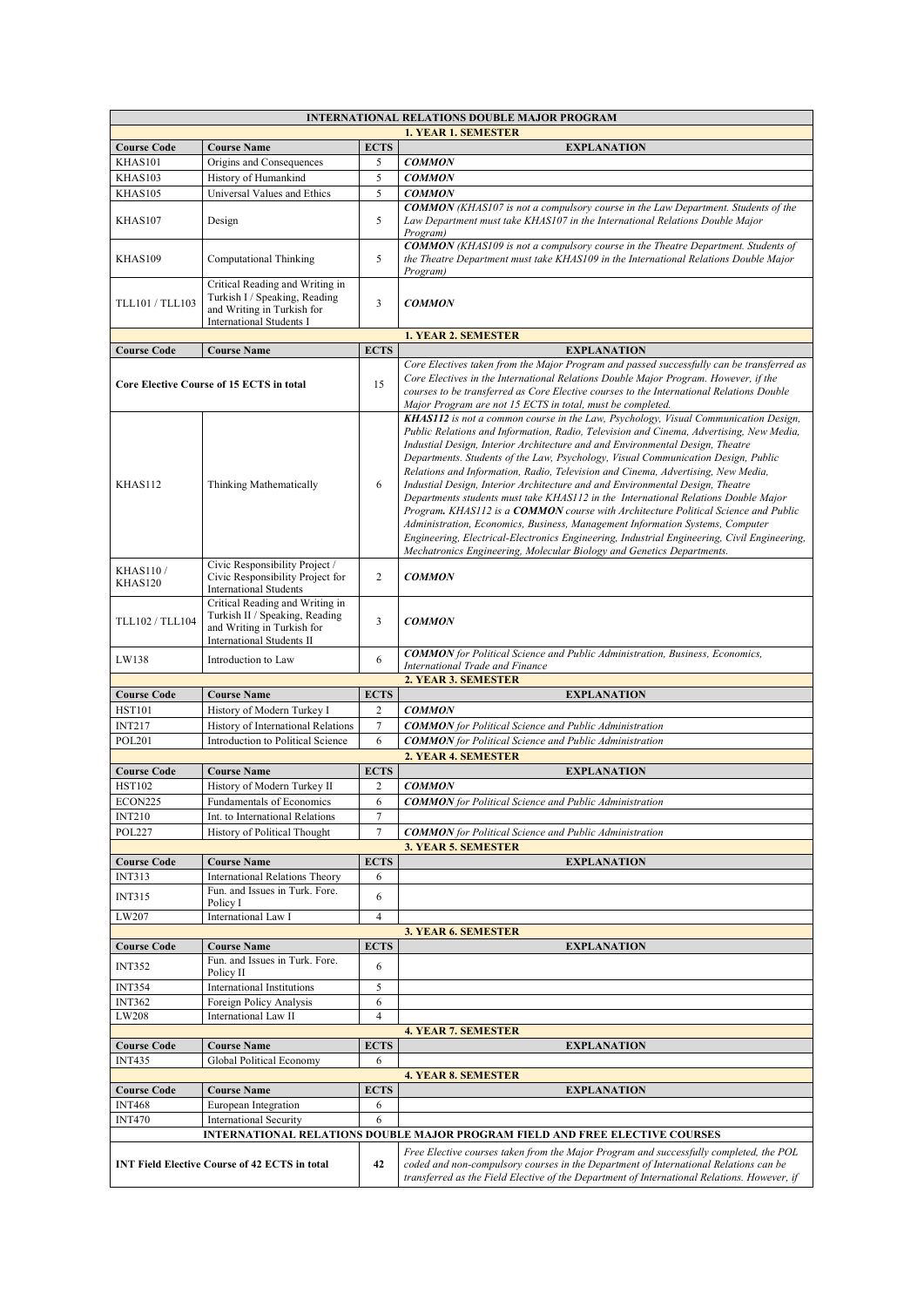| INTERNATIONAL RELATIONS DOUBLE MAJOR PROGRAM | | | |
|---|---|---|---|
| **1. YEAR 1. SEMESTER** | | | |
| **Course Code** | **Course Name** | **ECTS** | **EXPLANATION** |
| KHAS101 | Origins and Consequences | 5 | ***COMMON*** |
| KHAS103 | History of Humankind | 5 | ***COMMON*** |
| KHAS105 | Universal Values and Ethics | 5 | ***COMMON*** |
| KHAS107 | Design | 5 | ***COMMON*** *(KHAS107 is not a compulsory course in the Law Department. Students of the Law Department must take KHAS107 in the International Relations Double Major Program)* |
| KHAS109 | Computational Thinking | 5 | ***COMMON*** *(KHAS109 is not a compulsory course in the Theatre Department. Students of the Theatre Department must take KHAS109 in the International Relations Double Major Program)* |
| TLL101 / TLL103 | Critical Reading and Writing in Turkish I / Speaking, Reading and Writing in Turkish for International Students I | 3 | ***COMMON*** |
| **1. YEAR 2. SEMESTER** | | | |
| **Course Code** | **Course Name** | **ECTS** | **EXPLANATION** |
| **Core Elective Course of 15 ECTS in total** | | 15 | *Core Electives taken from the Major Program and passed successfully can be transferred as Core Electives in the International Relations Double Major Program. However, if the courses to be transferred as Core Elective courses to the International Relations Double Major Program are not 15 ECTS in total, must be completed.* |
| KHAS112 | Thinking Mathematically | 6 | ***KHAS112*** *is not a common course in the Law, Psychology, Visual Communication Design, Public Relations and Information, Radio, Television and Cinema, Advertising, New Media, Industial Design, Interior Architecture and and Environmental Design, Theatre Departments. Students of the Law, Psychology, Visual Communication Design, Public Relations and Information, Radio, Television and Cinema, Advertising, New Media, Industial Design, Interior Architecture and and Environmental Design, Theatre Departments students must take KHAS112 in the International Relations Double Major Program.* ***KHAS112*** *is a* ***COMMON*** *course with Architecture Political Science and Public Administration, Economics, Business, Management Information Systems, Computer Engineering, Electrical-Electronics Engineering, Industrial Engineering, Civil Engineering, Mechatronics Engineering, Molecular Biology and Genetics Departments.* |
| KHAS110 / KHAS120 | Civic Responsibility Project / Civic Responsibility Project for International Students | 2 | ***COMMON*** |
| TLL102 / TLL104 | Critical Reading and Writing in Turkish II / Speaking, Reading and Writing in Turkish for International Students II | 3 | ***COMMON*** |
| LW138 | Introduction to Law | 6 | ***COMMON*** *for Political Science and Public Administration, Business, Economics, International Trade and Finance* |
| **2. YEAR 3. SEMESTER** | | | |
| **Course Code** | **Course Name** | **ECTS** | **EXPLANATION** |
| HST101 | History of Modern Turkey I | 2 | ***COMMON*** |
| INT217 | History of International Relations | 7 | ***COMMON*** *for Political Science and Public Administration* |
| POL201 | Introduction to Political Science | 6 | ***COMMON*** *for Political Science and Public Administration* |
| **2. YEAR 4. SEMESTER** | | | |
| **Course Code** | **Course Name** | **ECTS** | **EXPLANATION** |
| HST102 | History of Modern Turkey II | 2 | ***COMMON*** |
| ECON225 | Fundamentals of Economics | 6 | ***COMMON*** *for Political Science and Public Administration* |
| INT210 | Int. to International Relations | 7 | |
| POL227 | History of Political Thought | 7 | ***COMMON*** *for Political Science and Public Administration* |
| **3. YEAR 5. SEMESTER** | | | |
| **Course Code** | **Course Name** | **ECTS** | **EXPLANATION** |
| INT313 | International Relations Theory | 6 | |
| INT315 | Fun. and Issues in Turk. Fore. Policy I | 6 | |
| LW207 | International Law I | 4 | |
| **3. YEAR 6. SEMESTER** | | | |
| **Course Code** | **Course Name** | **ECTS** | **EXPLANATION** |
| INT352 | Fun. and Issues in Turk. Fore. Policy II | 6 | |
| INT354 | International Institutions | 5 | |
| INT362 | Foreign Policy Analysis | 6 | |
| LW208 | International Law II | 4 | |
| **4. YEAR 7. SEMESTER** | | | |
| **Course Code** | **Course Name** | **ECTS** | **EXPLANATION** |
| INT435 | Global Political Economy | 6 | |
| **4. YEAR 8. SEMESTER** | | | |
| **Course Code** | **Course Name** | **ECTS** | **EXPLANATION** |
| INT468 | European Integration | 6 | |
| INT470 | International Security | 6 | |
| **INTERNATIONAL RELATIONS DOUBLE MAJOR PROGRAM FIELD AND FREE ELECTIVE COURSES** | | | |
| **INT Field Elective Course of 42 ECTS in total** | | **42** | *Free Elective courses taken from the Major Program and successfully completed, the POL coded and non-compulsory courses in the Department of International Relations can be transferred as the Field Elective of the Department of International Relations. However, if* |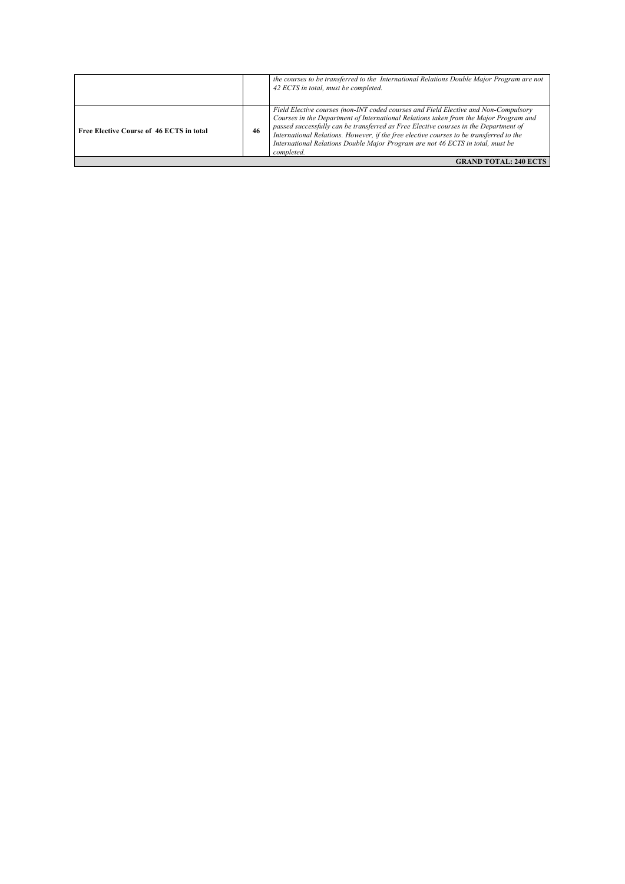| | | |
|---|---|---|
| | | *the courses to be transferred to the International Relations Double Major Program are not 42 ECTS in total, must be completed.* |
| **Free Elective Course of 46 ECTS in total** | **46** | *Field Elective courses (non-INT coded courses and Field Elective and Non-Compulsory Courses in the Department of International Relations taken from the Major Program and passed successfully can be transferred as Free Elective courses in the Department of International Relations. However, if the free elective courses to be transferred to the International Relations Double Major Program are not 46 ECTS in total, must be completed.* |
| | | **GRAND TOTAL: 240 ECTS** |